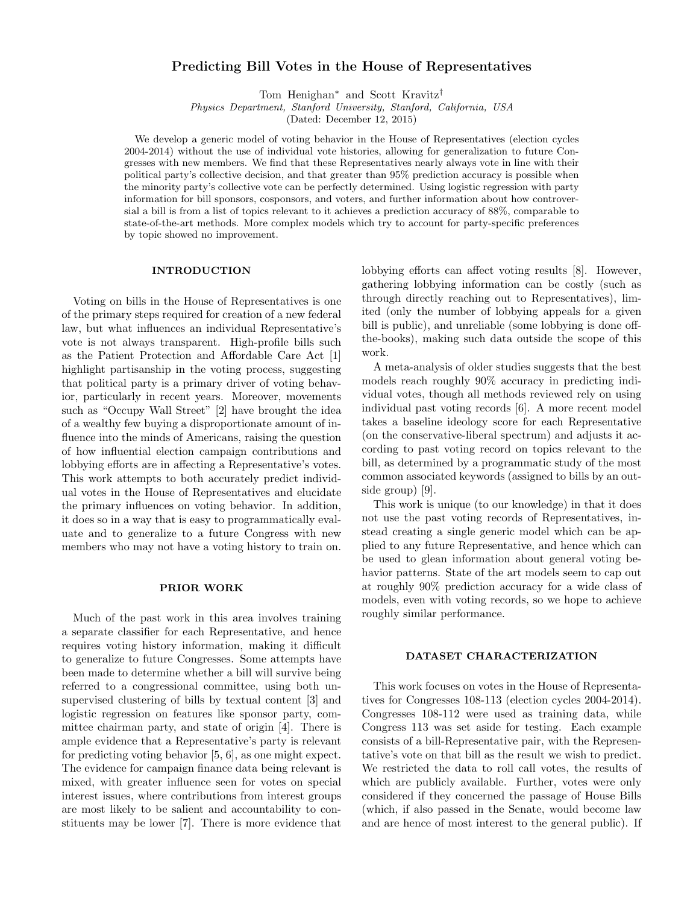# Predicting Bill Votes in the House of Representatives

Tom Henighan* and Scott Kravitz†

*Physics Department, Stanford University, Stanford, California, USA*

(Dated: December 12, 2015)

We develop a generic model of voting behavior in the House of Representatives (election cycles 2004-2014) without the use of individual vote histories, allowing for generalization to future Congresses with new members. We find that these Representatives nearly always vote in line with their political party's collective decision, and that greater than 95% prediction accuracy is possible when the minority party's collective vote can be perfectly determined. Using logistic regression with party information for bill sponsors, cosponsors, and voters, and further information about how controversial a bill is from a list of topics relevant to it achieves a prediction accuracy of 88%, comparable to state-of-the-art methods. More complex models which try to account for party-specific preferences by topic showed no improvement.

## INTRODUCTION

Voting on bills in the House of Representatives is one of the primary steps required for creation of a new federal law, but what influences an individual Representative's vote is not always transparent. High-profile bills such as the Patient Protection and Affordable Care Act [1] highlight partisanship in the voting process, suggesting that political party is a primary driver of voting behavior, particularly in recent years. Moreover, movements such as "Occupy Wall Street" [2] have brought the idea of a wealthy few buying a disproportionate amount of influence into the minds of Americans, raising the question of how influential election campaign contributions and lobbying efforts are in affecting a Representative's votes. This work attempts to both accurately predict individual votes in the House of Representatives and elucidate the primary influences on voting behavior. In addition, it does so in a way that is easy to programmatically evaluate and to generalize to a future Congress with new members who may not have a voting history to train on.

## PRIOR WORK

Much of the past work in this area involves training a separate classifier for each Representative, and hence requires voting history information, making it difficult to generalize to future Congresses. Some attempts have been made to determine whether a bill will survive being referred to a congressional committee, using both unsupervised clustering of bills by textual content [3] and logistic regression on features like sponsor party, committee chairman party, and state of origin [4]. There is ample evidence that a Representative's party is relevant for predicting voting behavior [5, 6], as one might expect. The evidence for campaign finance data being relevant is mixed, with greater influence seen for votes on special interest issues, where contributions from interest groups are most likely to be salient and accountability to constituents may be lower [7]. There is more evidence that lobbying efforts can affect voting results [8]. However, gathering lobbying information can be costly (such as through directly reaching out to Representatives), limited (only the number of lobbying appeals for a given bill is public), and unreliable (some lobbying is done off-the-books), making such data outside the scope of this work.

A meta-analysis of older studies suggests that the best models reach roughly 90% accuracy in predicting individual votes, though all methods reviewed rely on using individual past voting records [6]. A more recent model takes a baseline ideology score for each Representative (on the conservative-liberal spectrum) and adjusts it according to past voting record on topics relevant to the bill, as determined by a programmatic study of the most common associated keywords (assigned to bills by an outside group) [9].

This work is unique (to our knowledge) in that it does not use the past voting records of Representatives, instead creating a single generic model which can be applied to any future Representative, and hence which can be used to glean information about general voting behavior patterns. State of the art models seem to cap out at roughly 90% prediction accuracy for a wide class of models, even with voting records, so we hope to achieve roughly similar performance.

## DATASET CHARACTERIZATION

This work focuses on votes in the House of Representatives for Congresses 108-113 (election cycles 2004-2014). Congresses 108-112 were used as training data, while Congress 113 was set aside for testing. Each example consists of a bill-Representative pair, with the Representative's vote on that bill as the result we wish to predict. We restricted the data to roll call votes, the results of which are publicly available. Further, votes were only considered if they concerned the passage of House Bills (which, if also passed in the Senate, would become law and are hence of most interest to the general public). If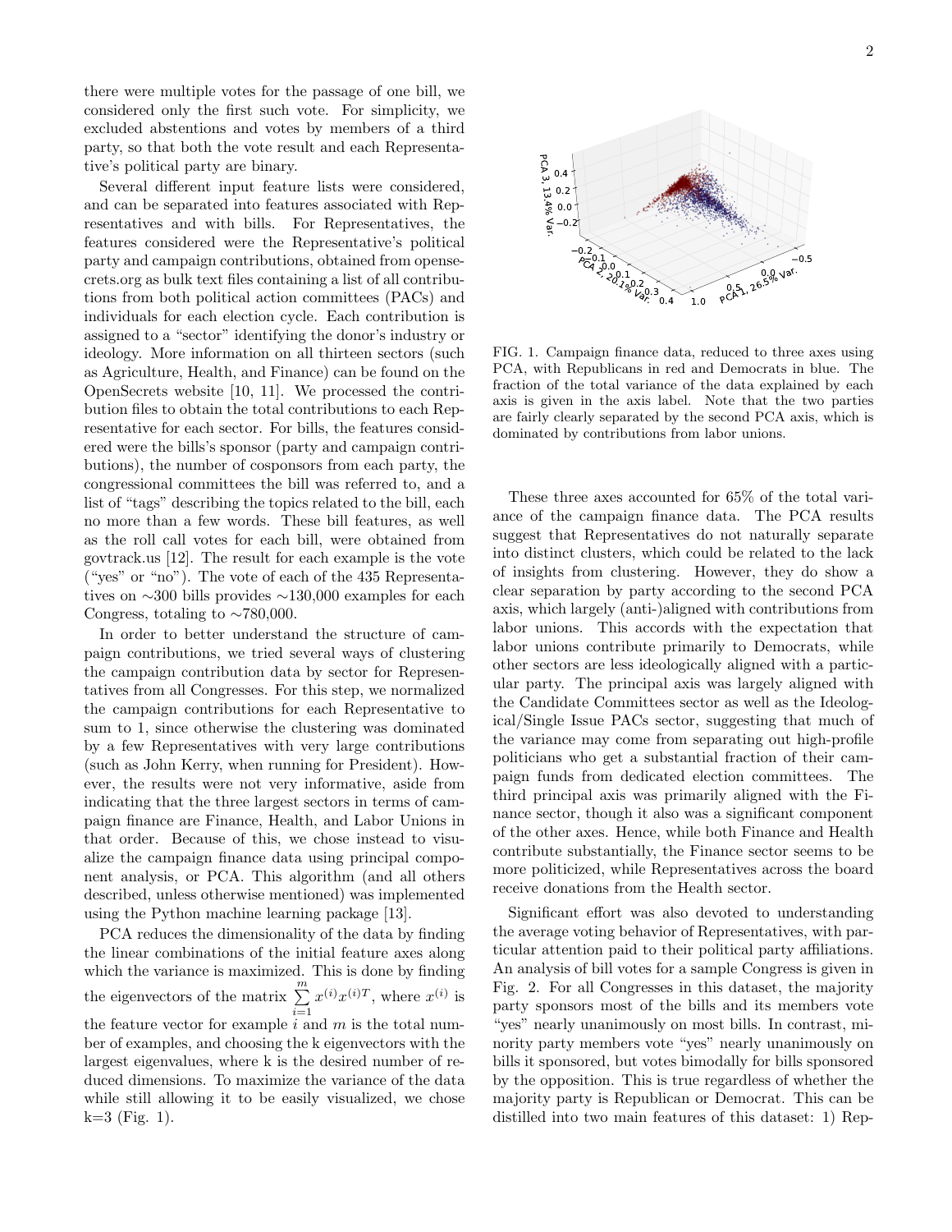there were multiple votes for the passage of one bill, we considered only the first such vote. For simplicity, we excluded abstentions and votes by members of a third party, so that both the vote result and each Representative's political party are binary.

Several different input feature lists were considered, and can be separated into features associated with Representatives and with bills. For Representatives, the features considered were the Representative's political party and campaign contributions, obtained from opensecrets.org as bulk text files containing a list of all contributions from both political action committees (PACs) and individuals for each election cycle. Each contribution is assigned to a "sector" identifying the donor's industry or ideology. More information on all thirteen sectors (such as Agriculture, Health, and Finance) can be found on the OpenSecrets website [10, 11]. We processed the contribution files to obtain the total contributions to each Representative for each sector. For bills, the features considered were the bills's sponsor (party and campaign contributions), the number of cosponsors from each party, the congressional committees the bill was referred to, and a list of "tags" describing the topics related to the bill, each no more than a few words. These bill features, as well as the roll call votes for each bill, were obtained from govtrack.us [12]. The result for each example is the vote ("yes" or "no"). The vote of each of the 435 Representatives on ∼300 bills provides ∼130,000 examples for each Congress, totaling to ∼780,000.

In order to better understand the structure of campaign contributions, we tried several ways of clustering the campaign contribution data by sector for Representatives from all Congresses. For this step, we normalized the campaign contributions for each Representative to sum to 1, since otherwise the clustering was dominated by a few Representatives with very large contributions (such as John Kerry, when running for President). However, the results were not very informative, aside from indicating that the three largest sectors in terms of campaign finance are Finance, Health, and Labor Unions in that order. Because of this, we chose instead to visualize the campaign finance data using principal component analysis, or PCA. This algorithm (and all others described, unless otherwise mentioned) was implemented using the Python machine learning package [13].

PCA reduces the dimensionality of the data by finding the linear combinations of the initial feature axes along which the variance is maximized. This is done by finding the eigenvectors of the matrix $\sum_{i=1}^{m} x^{(i)}x^{(i)T}$, where $x^{(i)}$ is the feature vector for example $i$ and $m$ is the total number of examples, and choosing the k eigenvectors with the largest eigenvalues, where k is the desired number of reduced dimensions. To maximize the variance of the data while still allowing it to be easily visualized, we chose k=3 (Fig. 1).

FIG. 1. Campaign finance data, reduced to three axes using PCA, with Republicans in red and Democrats in blue. The fraction of the total variance of the data explained by each axis is given in the axis label. Note that the two parties are fairly clearly separated by the second PCA axis, which is dominated by contributions from labor unions.

These three axes accounted for 65% of the total variance of the campaign finance data. The PCA results suggest that Representatives do not naturally separate into distinct clusters, which could be related to the lack of insights from clustering. However, they do show a clear separation by party according to the second PCA axis, which largely (anti-)aligned with contributions from labor unions. This accords with the expectation that labor unions contribute primarily to Democrats, while other sectors are less ideologically aligned with a particular party. The principal axis was largely aligned with the Candidate Committees sector as well as the Ideological/Single Issue PACs sector, suggesting that much of the variance may come from separating out high-profile politicians who get a substantial fraction of their campaign funds from dedicated election committees. The third principal axis was primarily aligned with the Finance sector, though it also was a significant component of the other axes. Hence, while both Finance and Health contribute substantially, the Finance sector seems to be more politicized, while Representatives across the board receive donations from the Health sector.

Significant effort was also devoted to understanding the average voting behavior of Representatives, with particular attention paid to their political party affiliations. An analysis of bill votes for a sample Congress is given in Fig. 2. For all Congresses in this dataset, the majority party sponsors most of the bills and its members vote "yes" nearly unanimously on most bills. In contrast, minority party members vote "yes" nearly unanimously on bills it sponsored, but votes bimodally for bills sponsored by the opposition. This is true regardless of whether the majority party is Republican or Democrat. This can be distilled into two main features of this dataset: 1) Rep-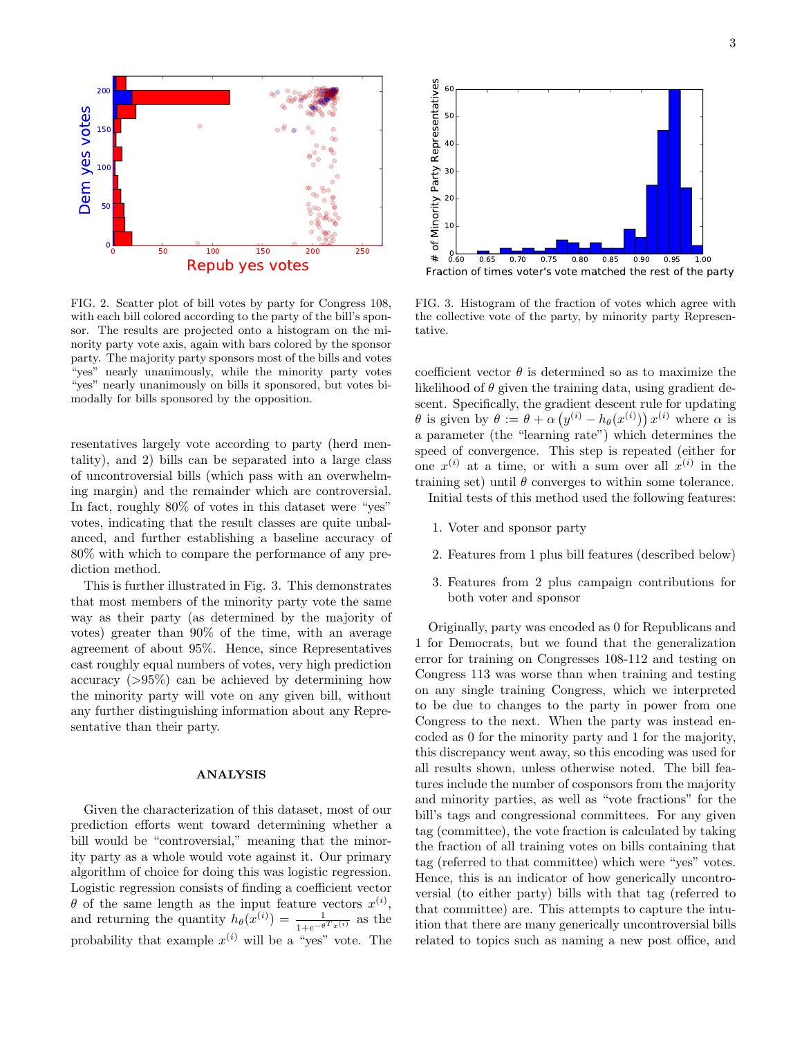FIG. 2. Scatter plot of bill votes by party for Congress 108, with each bill colored according to the party of the bill's sponsor. The results are projected onto a histogram on the minority party vote axis, again with bars colored by the sponsor party. The majority party sponsors most of the bills and votes "yes" nearly unanimously, while the minority party votes "yes" nearly unanimously on bills it sponsored, but votes bimodally for bills sponsored by the opposition.

FIG. 3. Histogram of the fraction of votes which agree with the collective vote of the party, by minority party Representative.

resentatives largely vote according to party (herd mentality), and 2) bills can be separated into a large class of uncontroversial bills (which pass with an overwhelming margin) and the remainder which are controversial. In fact, roughly 80% of votes in this dataset were "yes" votes, indicating that the result classes are quite unbalanced, and further establishing a baseline accuracy of 80% with which to compare the performance of any prediction method.

This is further illustrated in Fig. 3. This demonstrates that most members of the minority party vote the same way as their party (as determined by the majority of votes) greater than 90% of the time, with an average agreement of about 95%. Hence, since Representatives cast roughly equal numbers of votes, very high prediction accuracy (>95%) can be achieved by determining how the minority party will vote on any given bill, without any further distinguishing information about any Representative than their party.

## ANALYSIS

Given the characterization of this dataset, most of our prediction efforts went toward determining whether a bill would be "controversial," meaning that the minority party as a whole would vote against it. Our primary algorithm of choice for doing this was logistic regression. Logistic regression consists of finding a coefficient vector $\theta$ of the same length as the input feature vectors $x^{(i)}$, and returning the quantity $h_\theta(x^{(i)}) = \frac{1}{1+e^{-\theta^T x^{(i)}}}$ as the probability that example $x^{(i)}$ will be a "yes" vote. The coefficient vector $\theta$ is determined so as to maximize the likelihood of $\theta$ given the training data, using gradient descent. Specifically, the gradient descent rule for updating $\theta$ is given by $\theta := \theta + \alpha\left(y^{(i)} - h_\theta(x^{(i)})\right) x^{(i)}$ where $\alpha$ is a parameter (the "learning rate") which determines the speed of convergence. This step is repeated (either for one $x^{(i)}$ at a time, or with a sum over all $x^{(i)}$ in the training set) until $\theta$ converges to within some tolerance.

Initial tests of this method used the following features:

1. Voter and sponsor party
2. Features from 1 plus bill features (described below)
3. Features from 2 plus campaign contributions for both voter and sponsor

Originally, party was encoded as 0 for Republicans and 1 for Democrats, but we found that the generalization error for training on Congresses 108-112 and testing on Congress 113 was worse than when training and testing on any single training Congress, which we interpreted to be due to changes to the party in power from one Congress to the next. When the party was instead encoded as 0 for the minority party and 1 for the majority, this discrepancy went away, so this encoding was used for all results shown, unless otherwise noted. The bill features include the number of cosponsors from the majority and minority parties, as well as "vote fractions" for the bill's tags and congressional committees. For any given tag (committee), the vote fraction is calculated by taking the fraction of all training votes on bills containing that tag (referred to that committee) which were "yes" votes. Hence, this is an indicator of how generically uncontroversial (to either party) bills with that tag (referred to that committee) are. This attempts to capture the intuition that there are many generically uncontroversial bills related to topics such as naming a new post office, and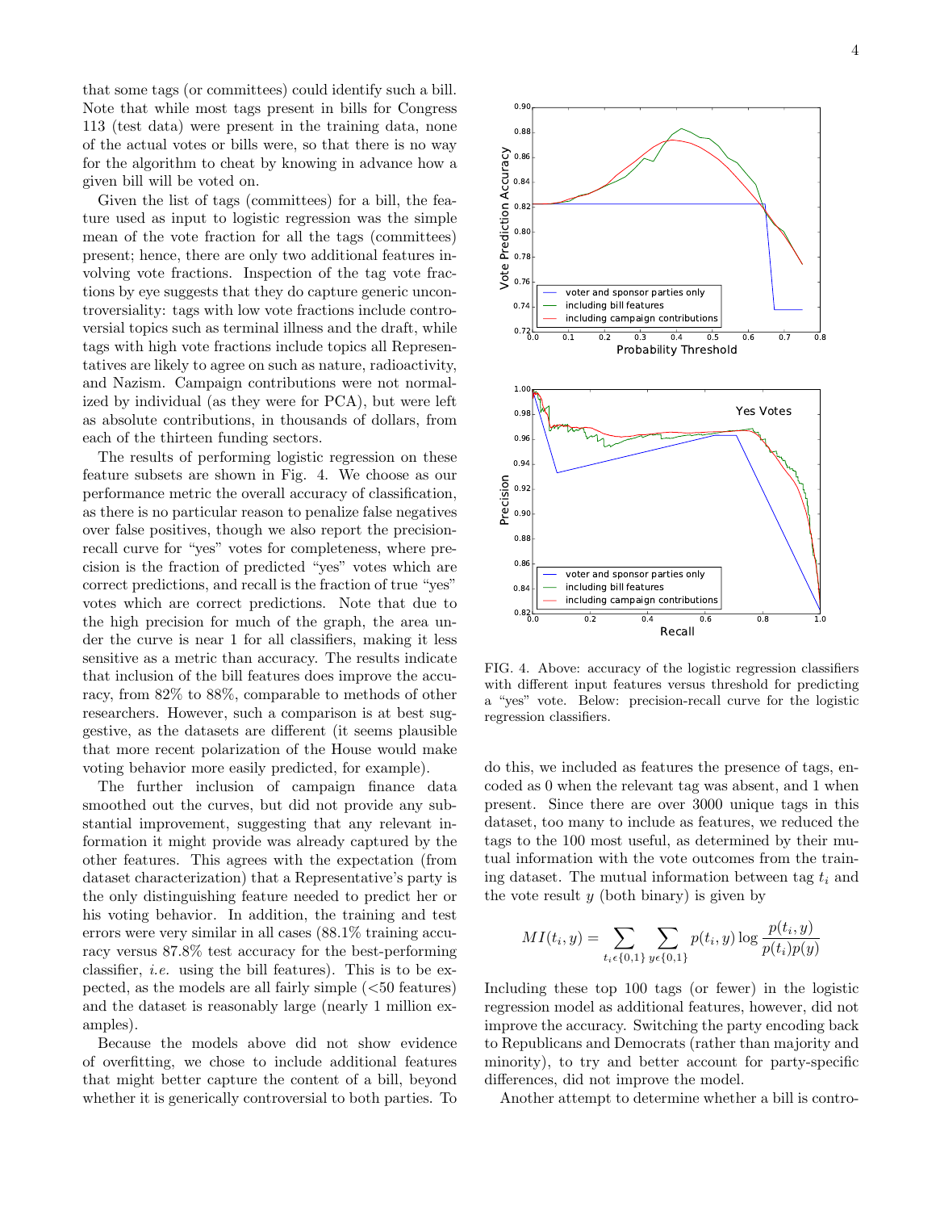that some tags (or committees) could identify such a bill. Note that while most tags present in bills for Congress 113 (test data) were present in the training data, none of the actual votes or bills were, so that there is no way for the algorithm to cheat by knowing in advance how a given bill will be voted on.

Given the list of tags (committees) for a bill, the feature used as input to logistic regression was the simple mean of the vote fraction for all the tags (committees) present; hence, there are only two additional features involving vote fractions. Inspection of the tag vote fractions by eye suggests that they do capture generic uncontroversiality: tags with low vote fractions include controversial topics such as terminal illness and the draft, while tags with high vote fractions include topics all Representatives are likely to agree on such as nature, radioactivity, and Nazism. Campaign contributions were not normalized by individual (as they were for PCA), but were left as absolute contributions, in thousands of dollars, from each of the thirteen funding sectors.

The results of performing logistic regression on these feature subsets are shown in Fig. 4. We choose as our performance metric the overall accuracy of classification, as there is no particular reason to penalize false negatives over false positives, though we also report the precision-recall curve for "yes" votes for completeness, where precision is the fraction of predicted "yes" votes which are correct predictions, and recall is the fraction of true "yes" votes which are correct predictions. Note that due to the high precision for much of the graph, the area under the curve is near 1 for all classifiers, making it less sensitive as a metric than accuracy. The results indicate that inclusion of the bill features does improve the accuracy, from 82% to 88%, comparable to methods of other researchers. However, such a comparison is at best suggestive, as the datasets are different (it seems plausible that more recent polarization of the House would make voting behavior more easily predicted, for example).

The further inclusion of campaign finance data smoothed out the curves, but did not provide any substantial improvement, suggesting that any relevant information it might provide was already captured by the other features. This agrees with the expectation (from dataset characterization) that a Representative's party is the only distinguishing feature needed to predict her or his voting behavior. In addition, the training and test errors were very similar in all cases (88.1% training accuracy versus 87.8% test accuracy for the best-performing classifier, *i.e.* using the bill features). This is to be expected, as the models are all fairly simple (<50 features) and the dataset is reasonably large (nearly 1 million examples).

Because the models above did not show evidence of overfitting, we chose to include additional features that might better capture the content of a bill, beyond whether it is generically controversial to both parties. To do this, we included as features the presence of tags, encoded as 0 when the relevant tag was absent, and 1 when present. Since there are over 3000 unique tags in this dataset, too many to include as features, we reduced the tags to the 100 most useful, as determined by their mutual information with the vote outcomes from the training dataset. The mutual information between tag $t_i$ and the vote result $y$ (both binary) is given by

$$MI(t_i, y) = \sum_{t_i \epsilon \{0,1\}} \sum_{y \epsilon \{0,1\}} p(t_i, y) \log \frac{p(t_i, y)}{p(t_i)p(y)}$$

Including these top 100 tags (or fewer) in the logistic regression model as additional features, however, did not improve the accuracy. Switching the party encoding back to Republicans and Democrats (rather than majority and minority), to try and better account for party-specific differences, did not improve the model.

FIG. 4. Above: accuracy of the logistic regression classifiers with different input features versus threshold for predicting a "yes" vote. Below: precision-recall curve for the logistic regression classifiers.

Another attempt to determine whether a bill is contro-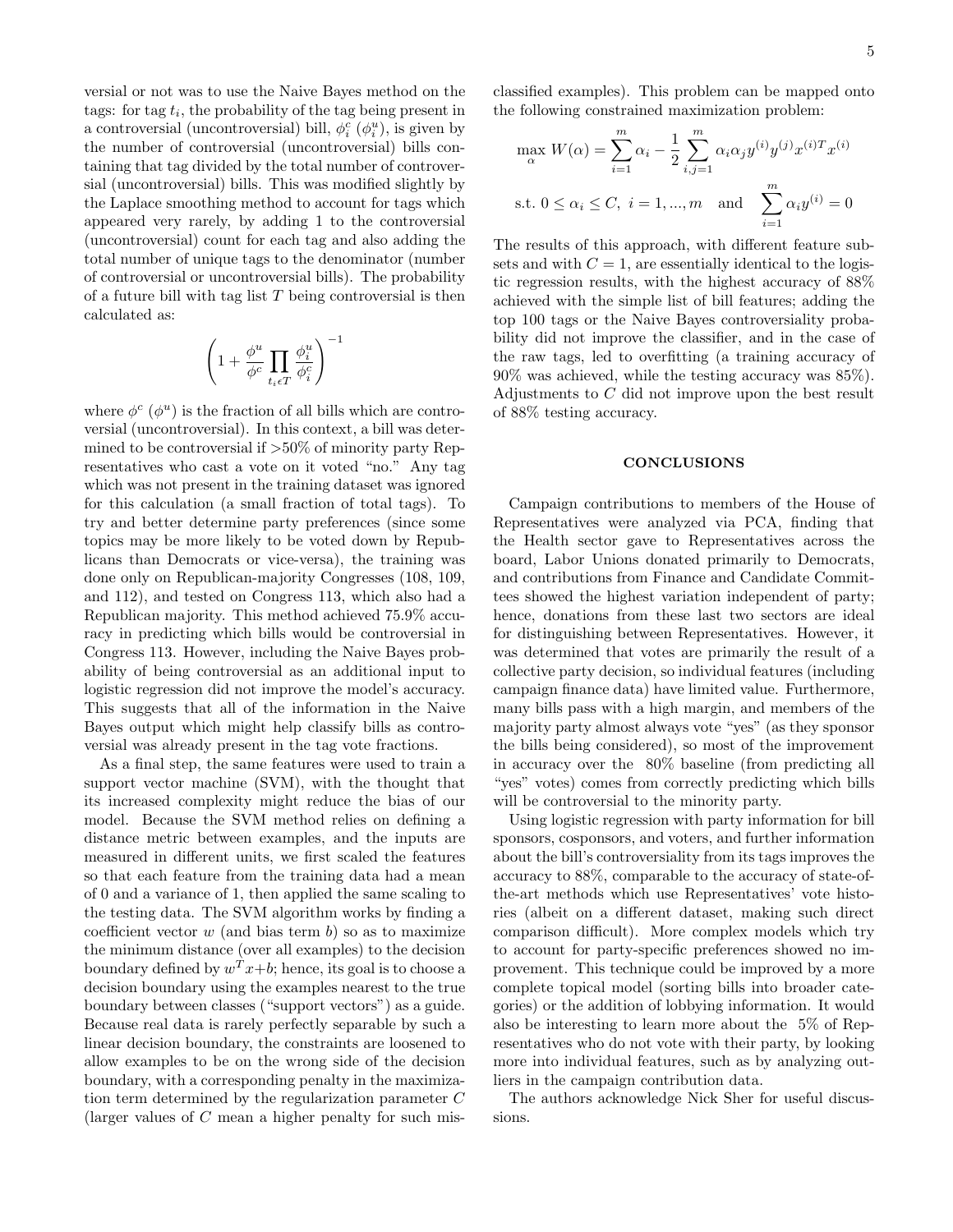versial or not was to use the Naive Bayes method on the tags: for tag $t_i$, the probability of the tag being present in a controversial (uncontroversial) bill, $\phi_i^c$ ($\phi_i^u$), is given by the number of controversial (uncontroversial) bills containing that tag divided by the total number of controversial (uncontroversial) bills. This was modified slightly by the Laplace smoothing method to account for tags which appeared very rarely, by adding 1 to the controversial (uncontroversial) count for each tag and also adding the total number of unique tags to the denominator (number of controversial or uncontroversial bills). The probability of a future bill with tag list $T$ being controversial is then calculated as:

$$\left(1 + \frac{\phi^u}{\phi^c} \prod_{t_i \epsilon T} \frac{\phi_i^u}{\phi_i^c}\right)^{-1}$$

where $\phi^c$ ($\phi^u$) is the fraction of all bills which are controversial (uncontroversial). In this context, a bill was determined to be controversial if >50% of minority party Representatives who cast a vote on it voted "no." Any tag which was not present in the training dataset was ignored for this calculation (a small fraction of total tags). To try and better determine party preferences (since some topics may be more likely to be voted down by Republicans than Democrats or vice-versa), the training was done only on Republican-majority Congresses (108, 109, and 112), and tested on Congress 113, which also had a Republican majority. This method achieved 75.9% accuracy in predicting which bills would be controversial in Congress 113. However, including the Naive Bayes probability of being controversial as an additional input to logistic regression did not improve the model's accuracy. This suggests that all of the information in the Naive Bayes output which might help classify bills as controversial was already present in the tag vote fractions.

As a final step, the same features were used to train a support vector machine (SVM), with the thought that its increased complexity might reduce the bias of our model. Because the SVM method relies on defining a distance metric between examples, and the inputs are measured in different units, we first scaled the features so that each feature from the training data had a mean of 0 and a variance of 1, then applied the same scaling to the testing data. The SVM algorithm works by finding a coefficient vector $w$ (and bias term $b$) so as to maximize the minimum distance (over all examples) to the decision boundary defined by $w^T x + b$; hence, its goal is to choose a decision boundary using the examples nearest to the true boundary between classes ("support vectors") as a guide. Because real data is rarely perfectly separable by such a linear decision boundary, the constraints are loosened to allow examples to be on the wrong side of the decision boundary, with a corresponding penalty in the maximization term determined by the regularization parameter $C$ (larger values of $C$ mean a higher penalty for such misclassified examples). This problem can be mapped onto the following constrained maximization problem:

$$\max_{\alpha} W(\alpha) = \sum_{i=1}^{m} \alpha_i - \frac{1}{2} \sum_{i,j=1}^{m} \alpha_i \alpha_j y^{(i)} y^{(j)} x^{(i)T} x^{(i)}$$

$$\text{s.t. } 0 \leq \alpha_i \leq C, \ i = 1, ..., m \quad \text{and} \quad \sum_{i=1}^{m} \alpha_i y^{(i)} = 0$$

The results of this approach, with different feature subsets and with $C = 1$, are essentially identical to the logistic regression results, with the highest accuracy of 88% achieved with the simple list of bill features; adding the top 100 tags or the Naive Bayes controversiality probability did not improve the classifier, and in the case of the raw tags, led to overfitting (a training accuracy of 90% was achieved, while the testing accuracy was 85%). Adjustments to $C$ did not improve upon the best result of 88% testing accuracy.

## CONCLUSIONS

Campaign contributions to members of the House of Representatives were analyzed via PCA, finding that the Health sector gave to Representatives across the board, Labor Unions donated primarily to Democrats, and contributions from Finance and Candidate Committees showed the highest variation independent of party; hence, donations from these last two sectors are ideal for distinguishing between Representatives. However, it was determined that votes are primarily the result of a collective party decision, so individual features (including campaign finance data) have limited value. Furthermore, many bills pass with a high margin, and members of the majority party almost always vote "yes" (as they sponsor the bills being considered), so most of the improvement in accuracy over the 80% baseline (from predicting all "yes" votes) comes from correctly predicting which bills will be controversial to the minority party.

Using logistic regression with party information for bill sponsors, cosponsors, and voters, and further information about the bill's controversiality from its tags improves the accuracy to 88%, comparable to the accuracy of state-of-the-art methods which use Representatives' vote histories (albeit on a different dataset, making such direct comparison difficult). More complex models which try to account for party-specific preferences showed no improvement. This technique could be improved by a more complete topical model (sorting bills into broader categories) or the addition of lobbying information. It would also be interesting to learn more about the 5% of Representatives who do not vote with their party, by looking more into individual features, such as by analyzing outliers in the campaign contribution data.

The authors acknowledge Nick Sher for useful discussions.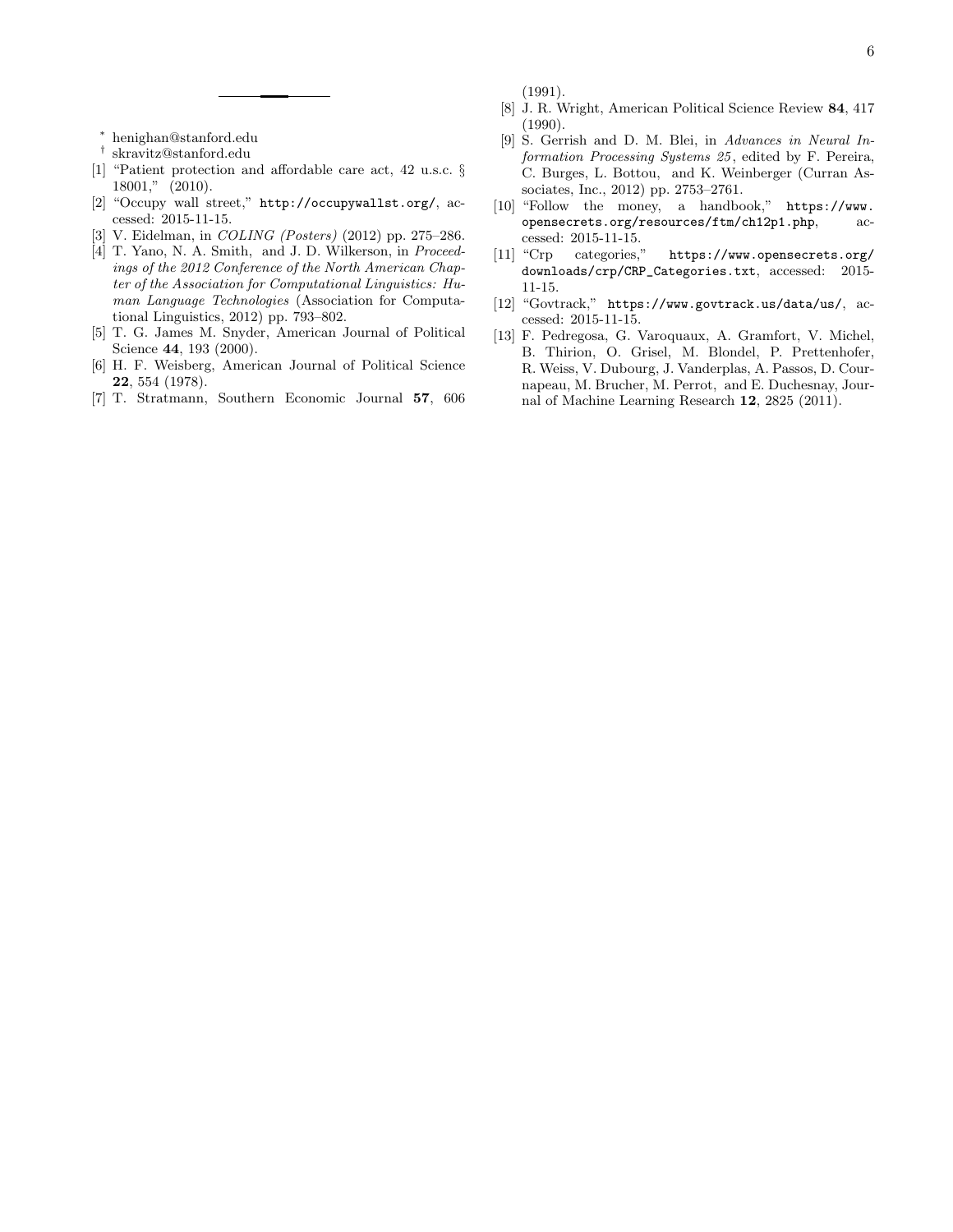* henighan@stanford.edu

† skravitz@stanford.edu

[1] "Patient protection and affordable care act, 42 u.s.c. § 18001," (2010).

[2] "Occupy wall street," `http://occupywallst.org/`, accessed: 2015-11-15.

[3] V. Eidelman, in *COLING (Posters)* (2012) pp. 275–286.

[4] T. Yano, N. A. Smith, and J. D. Wilkerson, in *Proceedings of the 2012 Conference of the North American Chapter of the Association for Computational Linguistics: Human Language Technologies* (Association for Computational Linguistics, 2012) pp. 793–802.

[5] T. G. James M. Snyder, American Journal of Political Science **44**, 193 (2000).

[6] H. F. Weisberg, American Journal of Political Science **22**, 554 (1978).

[7] T. Stratmann, Southern Economic Journal **57**, 606 (1991).

[8] J. R. Wright, American Political Science Review **84**, 417 (1990).

[9] S. Gerrish and D. M. Blei, in *Advances in Neural Information Processing Systems 25*, edited by F. Pereira, C. Burges, L. Bottou, and K. Weinberger (Curran Associates, Inc., 2012) pp. 2753–2761.

[10] "Follow the money, a handbook," `https://www.opensecrets.org/resources/ftm/ch12p1.php`, accessed: 2015-11-15.

[11] "Crp categories," `https://www.opensecrets.org/downloads/crp/CRP_Categories.txt`, accessed: 2015-11-15.

[12] "Govtrack," `https://www.govtrack.us/data/us/`, accessed: 2015-11-15.

[13] F. Pedregosa, G. Varoquaux, A. Gramfort, V. Michel, B. Thirion, O. Grisel, M. Blondel, P. Prettenhofer, R. Weiss, V. Dubourg, J. Vanderplas, A. Passos, D. Cournapeau, M. Brucher, M. Perrot, and E. Duchesnay, Journal of Machine Learning Research **12**, 2825 (2011).